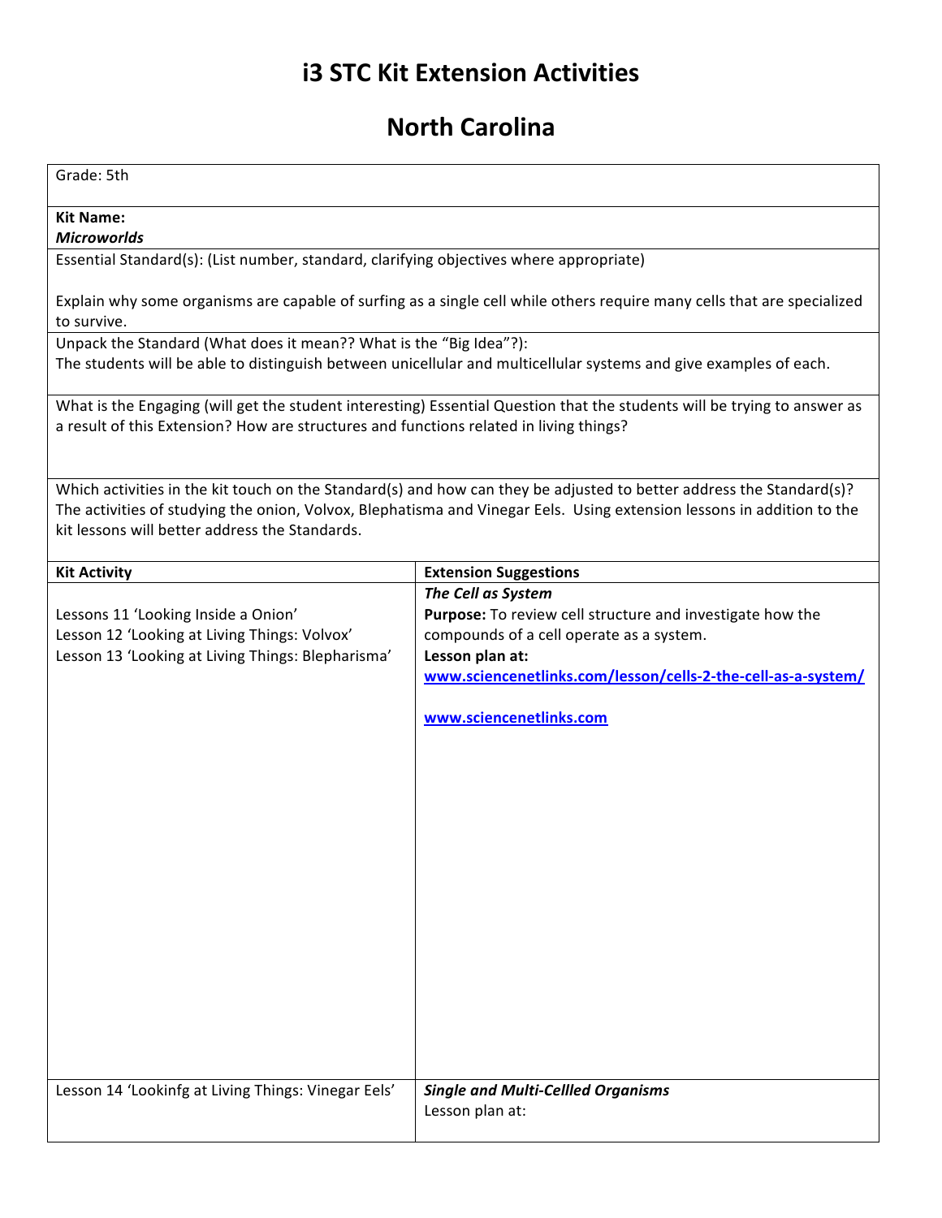# i3 STC Kit Extension Activities

# North Carolina

Grade: 5th

**Kit Name:**
***Microworlds***

Essential Standard(s): (List number, standard, clarifying objectives where appropriate)

Explain why some organisms are capable of surfing as a single cell while others require many cells that are specialized to survive.

Unpack the Standard (What does it mean?? What is the "Big Idea"?):
The students will be able to distinguish between unicellular and multicellular systems and give examples of each.

What is the Engaging (will get the student interesting) Essential Question that the students will be trying to answer as a result of this Extension? How are structures and functions related in living things?

Which activities in the kit touch on the Standard(s) and how can they be adjusted to better address the Standard(s)? The activities of studying the onion, Volvox, Blephatisma and Vinegar Eels. Using extension lessons in addition to the kit lessons will better address the Standards.

| Kit Activity | Extension Suggestions |
|---|---|
| Lessons 11 'Looking Inside a Onion'<br>Lesson 12 'Looking at Living Things: Volvox'<br>Lesson 13 'Looking at Living Things: Blepharisma' | ***The Cell as System***<br>**Purpose:** To review cell structure and investigate how the compounds of a cell operate as a system.<br>**Lesson plan at:**<br>**www.sciencenetlinks.com/lesson/cells-2-the-cell-as-a-system/**<br><br>**www.sciencenetlinks.com** |
| Lesson 14 'Lookinfg at Living Things: Vinegar Eels' | ***Single and Multi-Cellled Organisms***<br>Lesson plan at: |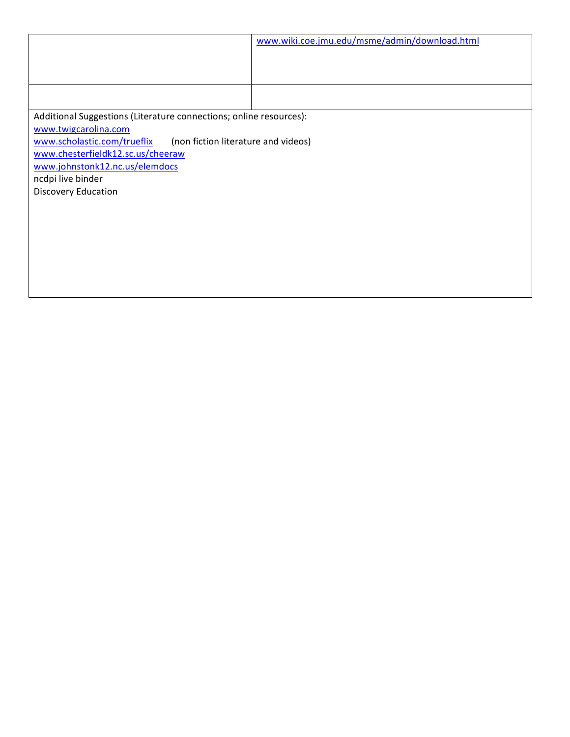| | |
|---|---|
| | www.wiki.coe.jmu.edu/msme/admin/download.html |
| | |

Additional Suggestions (Literature connections; online resources):
www.twigcarolina.com
www.scholastic.com/trueflix (non fiction literature and videos)
www.chesterfieldk12.sc.us/cheeraw
www.johnstonk12.nc.us/elemdocs
ncdpi live binder
Discovery Education